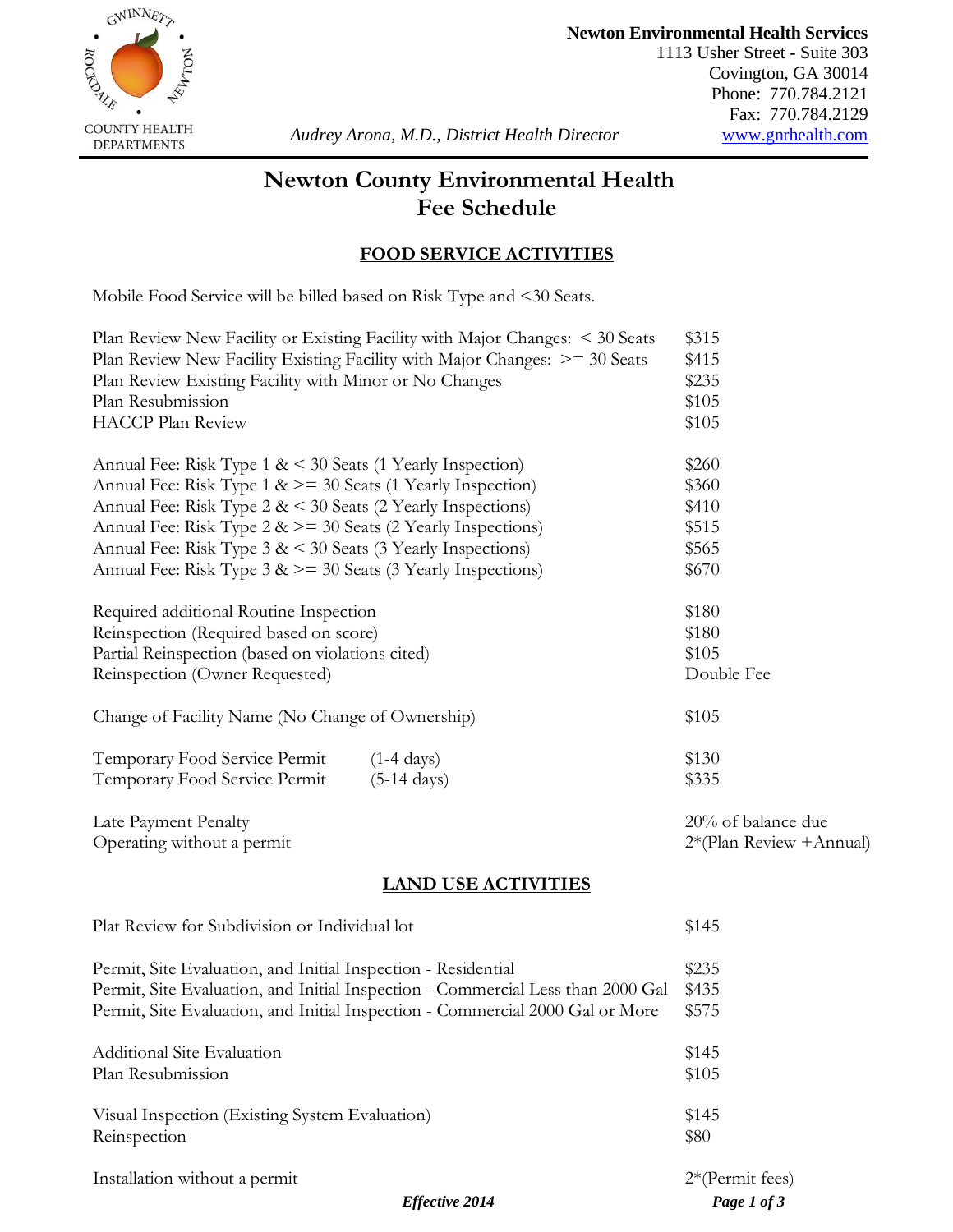**Newton Environmental Health Services**
1113 Usher Street - Suite 303
Covington, GA 30014
Phone: 770.784.2121
Fax: 770.784.2129
www.gnrhealth.com

GWINNETT • ROCKDALE • NEWTON COUNTY HEALTH DEPARTMENTS

*Audrey Arona, M.D., District Health Director*

# Newton County Environmental Health Fee Schedule

## FOOD SERVICE ACTIVITIES

Mobile Food Service will be billed based on Risk Type and <30 Seats.

| | |
|---|---|
| Plan Review New Facility or Existing Facility with Major Changes: < 30 Seats | $315 |
| Plan Review New Facility Existing Facility with Major Changes: >= 30 Seats | $415 |
| Plan Review Existing Facility with Minor or No Changes | $235 |
| Plan Resubmission | $105 |
| HACCP Plan Review | $105 |
| | |
| Annual Fee: Risk Type 1 & < 30 Seats (1 Yearly Inspection) | $260 |
| Annual Fee: Risk Type 1 & >= 30 Seats (1 Yearly Inspection) | $360 |
| Annual Fee: Risk Type 2 & < 30 Seats (2 Yearly Inspections) | $410 |
| Annual Fee: Risk Type 2 & >= 30 Seats (2 Yearly Inspections) | $515 |
| Annual Fee: Risk Type 3 & < 30 Seats (3 Yearly Inspections) | $565 |
| Annual Fee: Risk Type 3 & >= 30 Seats (3 Yearly Inspections) | $670 |
| | |
| Required additional Routine Inspection | $180 |
| Reinspection (Required based on score) | $180 |
| Partial Reinspection (based on violations cited) | $105 |
| Reinspection (Owner Requested) | Double Fee |
| | |
| Change of Facility Name (No Change of Ownership) | $105 |
| | |
| Temporary Food Service Permit (1-4 days) | $130 |
| Temporary Food Service Permit (5-14 days) | $335 |
| | |
| Late Payment Penalty | 20% of balance due |
| Operating without a permit | 2*(Plan Review +Annual) |

## LAND USE ACTIVITIES

| | |
|---|---|
| Plat Review for Subdivision or Individual lot | $145 |
| | |
| Permit, Site Evaluation, and Initial Inspection - Residential | $235 |
| Permit, Site Evaluation, and Initial Inspection - Commercial Less than 2000 Gal | $435 |
| Permit, Site Evaluation, and Initial Inspection - Commercial 2000 Gal or More | $575 |
| | |
| Additional Site Evaluation | $145 |
| Plan Resubmission | $105 |
| | |
| Visual Inspection (Existing System Evaluation) | $145 |
| Reinspection | $80 |
| | |
| Installation without a permit | 2*(Permit fees) |

*Effective 2014*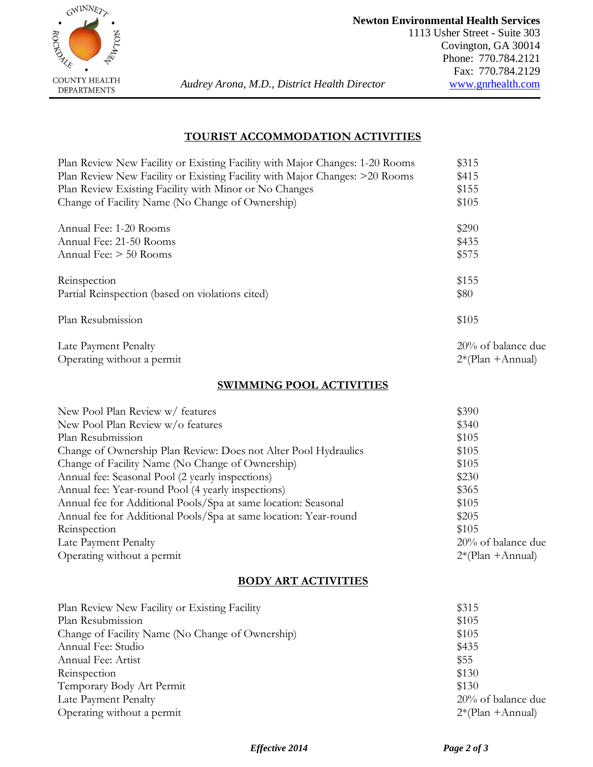**Newton Environmental Health Services**
1113 Usher Street - Suite 303
Covington, GA 30014
Phone: 770.784.2121
Fax: 770.784.2129
www.gnrhealth.com

*Audrey Arona, M.D., District Health Director*

## TOURIST ACCOMMODATION ACTIVITIES

| | |
|---|---|
| Plan Review New Facility or Existing Facility with Major Changes: 1-20 Rooms | $315 |
| Plan Review New Facility or Existing Facility with Major Changes: >20 Rooms | $415 |
| Plan Review Existing Facility with Minor or No Changes | $155 |
| Change of Facility Name (No Change of Ownership) | $105 |
| Annual Fee: 1-20 Rooms | $290 |
| Annual Fee: 21-50 Rooms | $435 |
| Annual Fee: > 50 Rooms | $575 |
| Reinspection | $155 |
| Partial Reinspection (based on violations cited) | $80 |
| Plan Resubmission | $105 |
| Late Payment Penalty | 20% of balance due |
| Operating without a permit | 2*(Plan +Annual) |

## SWIMMING POOL ACTIVITIES

| | |
|---|---|
| New Pool Plan Review w/ features | $390 |
| New Pool Plan Review w/o features | $340 |
| Plan Resubmission | $105 |
| Change of Ownership Plan Review: Does not Alter Pool Hydraulics | $105 |
| Change of Facility Name (No Change of Ownership) | $105 |
| Annual fee: Seasonal Pool (2 yearly inspections) | $230 |
| Annual fee: Year-round Pool (4 yearly inspections) | $365 |
| Annual fee for Additional Pools/Spa at same location: Seasonal | $105 |
| Annual fee for Additional Pools/Spa at same location: Year-round | $205 |
| Reinspection | $105 |
| Late Payment Penalty | 20% of balance due |
| Operating without a permit | 2*(Plan +Annual) |

## BODY ART ACTIVITIES

| | |
|---|---|
| Plan Review New Facility or Existing Facility | $315 |
| Plan Resubmission | $105 |
| Change of Facility Name (No Change of Ownership) | $105 |
| Annual Fee: Studio | $435 |
| Annual Fee: Artist | $55 |
| Reinspection | $130 |
| Temporary Body Art Permit | $130 |
| Late Payment Penalty | 20% of balance due |
| Operating without a permit | 2*(Plan +Annual) |

*Effective 2014*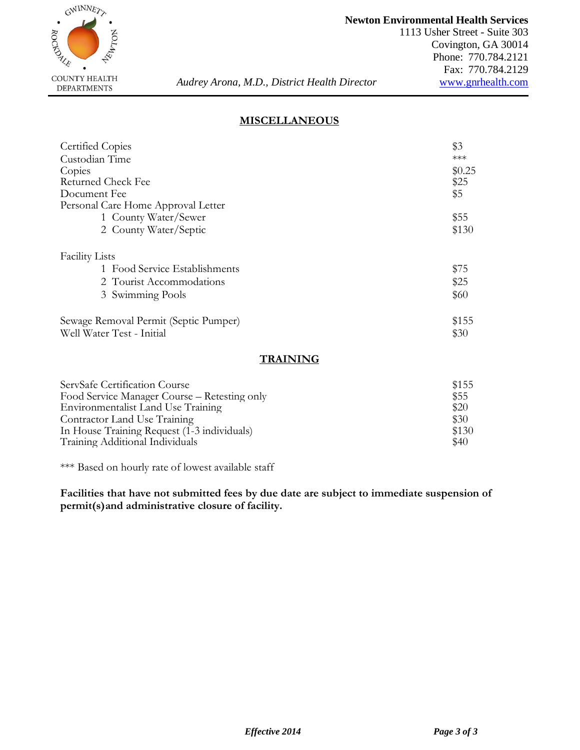**Newton Environmental Health Services**
1113 Usher Street - Suite 303
Covington, GA 30014
Phone: 770.784.2121
Fax: 770.784.2129
www.gnrhealth.com

GWINNETT • ROCKDALE • NEWTON COUNTY HEALTH DEPARTMENTS

*Audrey Arona, M.D., District Health Director*

## MISCELLANEOUS

| | |
|---|---|
| Certified Copies | $3 |
| Custodian Time | *** |
| Copies | $0.25 |
| Returned Check Fee | $25 |
| Document Fee | $5 |
| Personal Care Home Approval Letter | |
| 1 County Water/Sewer | $55 |
| 2 County Water/Septic | $130 |
| Facility Lists | |
| 1 Food Service Establishments | $75 |
| 2 Tourist Accommodations | $25 |
| 3 Swimming Pools | $60 |
| Sewage Removal Permit (Septic Pumper) | $155 |
| Well Water Test - Initial | $30 |

## TRAINING

| | |
|---|---|
| ServSafe Certification Course | $155 |
| Food Service Manager Course – Retesting only | $55 |
| Environmentalist Land Use Training | $20 |
| Contractor Land Use Training | $30 |
| In House Training Request (1-3 individuals) | $130 |
| Training Additional Individuals | $40 |

*** Based on hourly rate of lowest available staff

**Facilities that have not submitted fees by due date are subject to immediate suspension of permit(s)and administrative closure of facility.**

*Effective 2014*